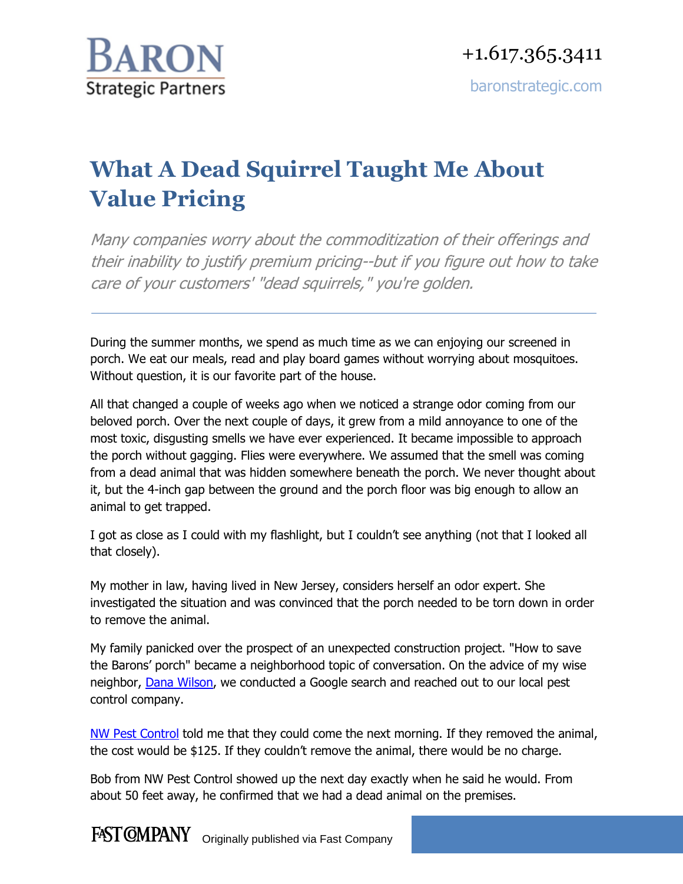# What A Dead Squirrel Taught Me About Value Pricing

*Many companies worry about the commoditization of their offerings and their inability to justify premium pricing--but if you figure out how to take care of your customers' "dead squirrels," you're golden.*

---

During the summer months, we spend as much time as we can enjoying our screened in porch. We eat our meals, read and play board games without worrying about mosquitoes. Without question, it is our favorite part of the house.

All that changed a couple of weeks ago when we noticed a strange odor coming from our beloved porch. Over the next couple of days, it grew from a mild annoyance to one of the most toxic, disgusting smells we have ever experienced. It became impossible to approach the porch without gagging. Flies were everywhere. We assumed that the smell was coming from a dead animal that was hidden somewhere beneath the porch. We never thought about it, but the 4-inch gap between the ground and the porch floor was big enough to allow an animal to get trapped.

I got as close as I could with my flashlight, but I couldn't see anything (not that I looked all that closely).

My mother in law, having lived in New Jersey, considers herself an odor expert. She investigated the situation and was convinced that the porch needed to be torn down in order to remove the animal.

My family panicked over the prospect of an unexpected construction project. "How to save the Barons' porch" became a neighborhood topic of conversation. On the advice of my wise neighbor, Dana Wilson, we conducted a Google search and reached out to our local pest control company.

NW Pest Control told me that they could come the next morning. If they removed the animal, the cost would be $125. If they couldn't remove the animal, there would be no charge.

Bob from NW Pest Control showed up the next day exactly when he said he would. From about 50 feet away, he confirmed that we had a dead animal on the premises.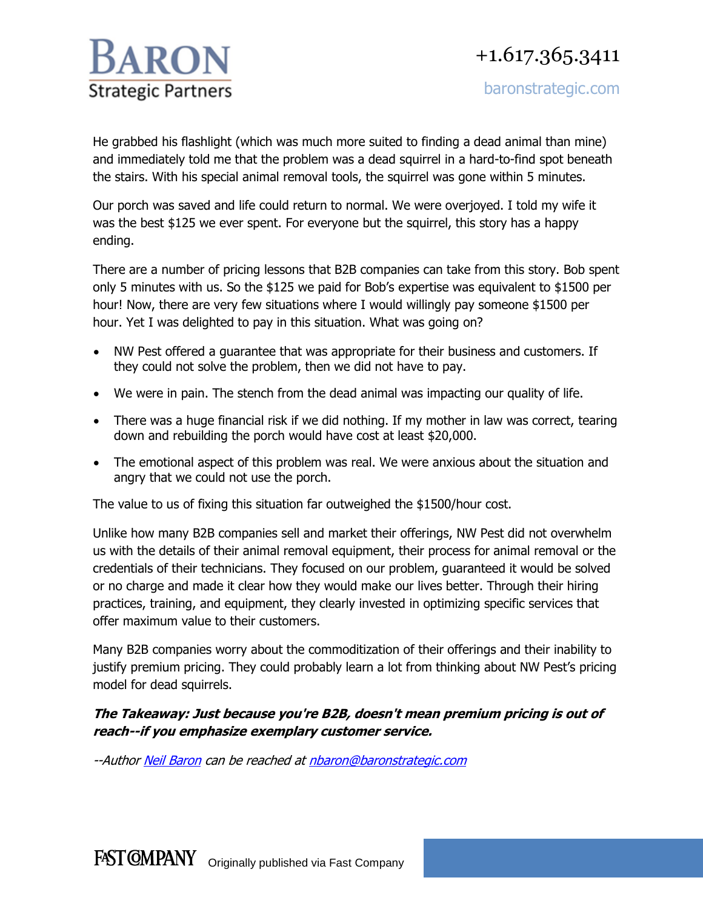He grabbed his flashlight (which was much more suited to finding a dead animal than mine) and immediately told me that the problem was a dead squirrel in a hard-to-find spot beneath the stairs. With his special animal removal tools, the squirrel was gone within 5 minutes.

Our porch was saved and life could return to normal. We were overjoyed. I told my wife it was the best $125 we ever spent. For everyone but the squirrel, this story has a happy ending.

There are a number of pricing lessons that B2B companies can take from this story. Bob spent only 5 minutes with us. So the $125 we paid for Bob's expertise was equivalent to $1500 per hour! Now, there are very few situations where I would willingly pay someone $1500 per hour. Yet I was delighted to pay in this situation. What was going on?

- NW Pest offered a guarantee that was appropriate for their business and customers. If they could not solve the problem, then we did not have to pay.
- We were in pain. The stench from the dead animal was impacting our quality of life.
- There was a huge financial risk if we did nothing. If my mother in law was correct, tearing down and rebuilding the porch would have cost at least $20,000.
- The emotional aspect of this problem was real. We were anxious about the situation and angry that we could not use the porch.

The value to us of fixing this situation far outweighed the $1500/hour cost.

Unlike how many B2B companies sell and market their offerings, NW Pest did not overwhelm us with the details of their animal removal equipment, their process for animal removal or the credentials of their technicians. They focused on our problem, guaranteed it would be solved or no charge and made it clear how they would make our lives better. Through their hiring practices, training, and equipment, they clearly invested in optimizing specific services that offer maximum value to their customers.

Many B2B companies worry about the commoditization of their offerings and their inability to justify premium pricing. They could probably learn a lot from thinking about NW Pest's pricing model for dead squirrels.

***The Takeaway: Just because you're B2B, doesn't mean premium pricing is out of reach--if you emphasize exemplary customer service.***

*--Author [Neil Baron](Neil Baron) can be reached at [nbaron@baronstrategic.com](mailto:nbaron@baronstrategic.com)*

FAST COMPANY Originally published via Fast Company